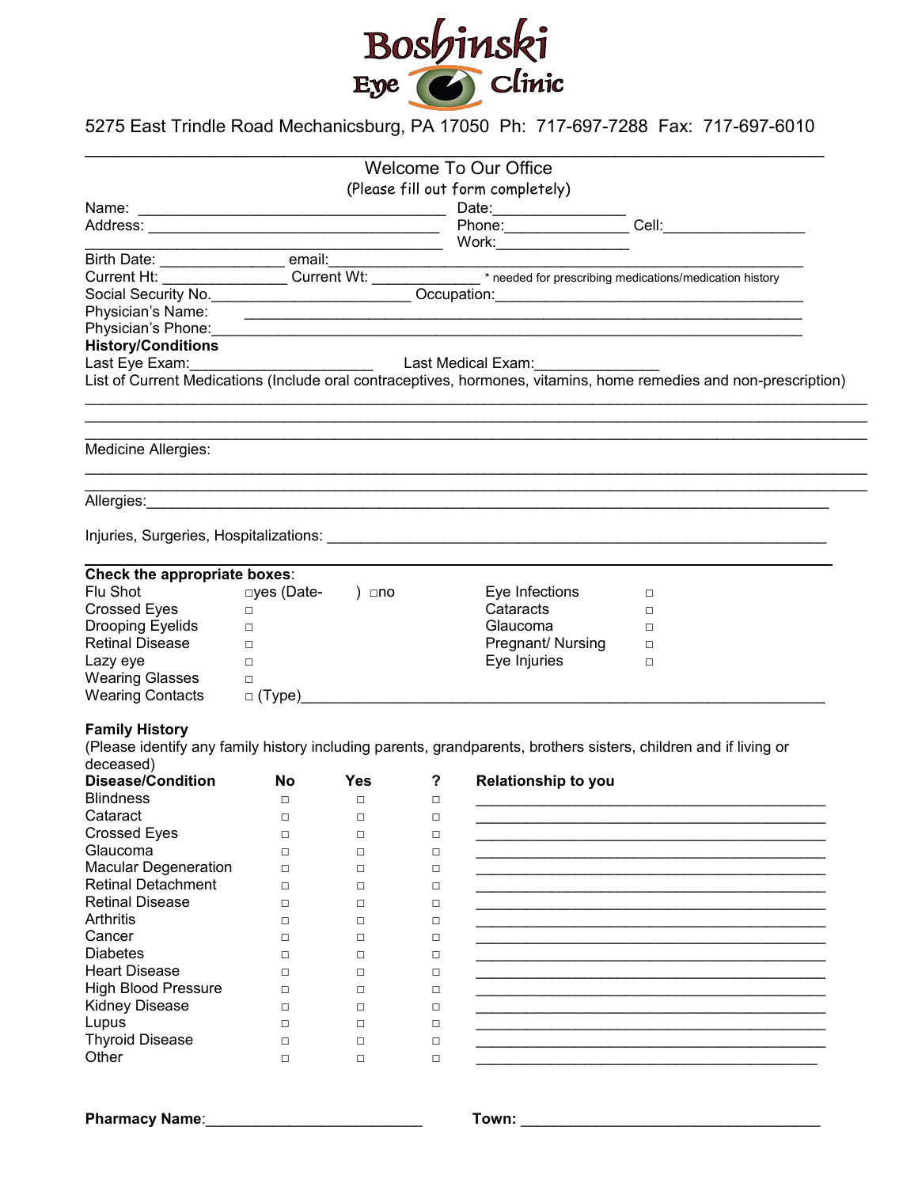# Boshinski Eye Clinic

5275 East Trindle Road Mechanicsburg, PA 17050 Ph: 717-697-7288 Fax: 717-697-6010

## Welcome To Our Office

(Please fill out form completely)

Name: ______________________________________ Date:_______________

Address: ____________________________________ Phone:_______________ Cell:_________________

____________________________________________ Work:_______________

Birth Date: _______________ email:_____________________________________________________

Current Ht: _______________ Current Wt: _____________ * needed for prescribing medications/medication history

Social Security No.________________________ Occupation:_______________________________________

Physician's Name: ________________________________________________________________________

Physician's Phone:________________________________________________________________________

**History/Conditions**

Last Eye Exam:______________________ Last Medical Exam:_______________

List of Current Medications (Include oral contraceptives, hormones, vitamins, home remedies and non-prescription)

________________________________________________________________________________________

________________________________________________________________________________________

________________________________________________________________________________________

Medicine Allergies:

________________________________________________________________________________________

________________________________________________________________________________________

Allergies:______________________________________________________________________________

Injuries, Surgeries, Hospitalizations: _____________________________________________________

**Check the appropriate boxes**:

| | | | |
|---|---|---|---|
| Flu Shot | □yes (Date- ) □no | Eye Infections | □ |
| Crossed Eyes | □ | Cataracts | □ |
| Drooping Eyelids | □ | Glaucoma | □ |
| Retinal Disease | □ | Pregnant/ Nursing | □ |
| Lazy eye | □ | Eye Injuries | □ |
| Wearing Glasses | □ | | |
| Wearing Contacts | □ (Type)_______________________ | | |

**Family History**

(Please identify any family history including parents, grandparents, brothers sisters, children and if living or deceased)

| Disease/Condition | No | Yes | ? | Relationship to you |
|---|---|---|---|---|
| Blindness | □ | □ | □ | ____________________ |
| Cataract | □ | □ | □ | ____________________ |
| Crossed Eyes | □ | □ | □ | ____________________ |
| Glaucoma | □ | □ | □ | ____________________ |
| Macular Degeneration | □ | □ | □ | ____________________ |
| Retinal Detachment | □ | □ | □ | ____________________ |
| Retinal Disease | □ | □ | □ | ____________________ |
| Arthritis | □ | □ | □ | ____________________ |
| Cancer | □ | □ | □ | ____________________ |
| Diabetes | □ | □ | □ | ____________________ |
| Heart Disease | □ | □ | □ | ____________________ |
| High Blood Pressure | □ | □ | □ | ____________________ |
| Kidney Disease | □ | □ | □ | ____________________ |
| Lupus | □ | □ | □ | ____________________ |
| Thyroid Disease | □ | □ | □ | ____________________ |
| Other | □ | □ | □ | ____________________ |

**Pharmacy Name**:__________________________ **Town:** ____________________________________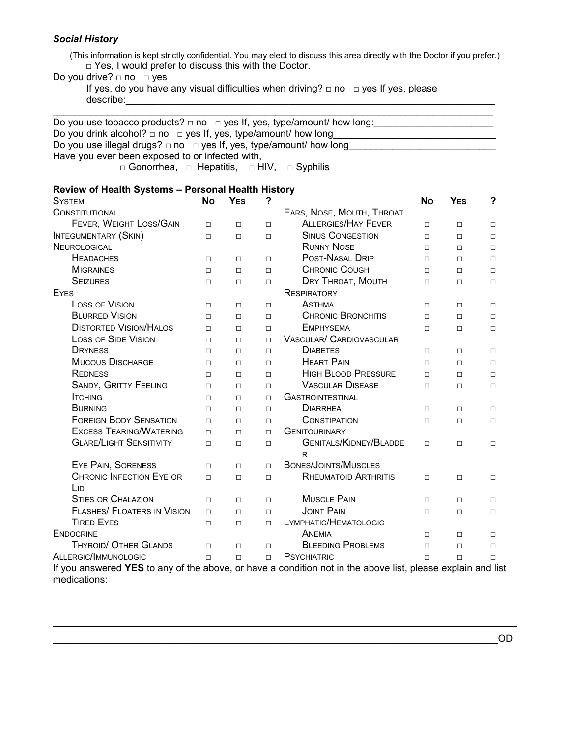### *Social History*

(This information is kept strictly confidential. You may elect to discuss this area directly with the Doctor if you prefer.)

□ Yes, I would prefer to discuss this with the Doctor.

Do you drive? □ no □ yes

If yes, do you have any visual difficulties when driving? □ no □ yes If yes, please describe:____________________________________________________________________

______________________________________________________________________________

Do you use tobacco products? □ no □ yes If, yes, type/amount/ how long:______________________

Do you drink alcohol? □ no □ yes If, yes, type/amount/ how long______________________________

Do you use illegal drugs? □ no □ yes If, yes, type/amount/ how long___________________________

Have you ever been exposed to or infected with,

□ Gonorrhea, □ Hepatitis, □ HIV, □ Syphilis

**Review of Health Systems – Personal Health History**

| System | No | Yes | ? | | No | Yes | ? |
|---|---|---|---|---|---|---|---|
| Constitutional | | | | Ears, Nose, Mouth, Throat | | | |
| Fever, Weight Loss/Gain | □ | □ | □ | Allergies/Hay Fever | □ | □ | □ |
| Integumentary (Skin) | □ | □ | □ | Sinus Congestion | □ | □ | □ |
| Neurological | | | | Runny Nose | □ | □ | □ |
| Headaches | □ | □ | □ | Post-Nasal Drip | □ | □ | □ |
| Migraines | □ | □ | □ | Chronic Cough | □ | □ | □ |
| Seizures | □ | □ | □ | Dry Throat, Mouth | □ | □ | □ |
| Eyes | | | | Respiratory | | | |
| Loss of Vision | □ | □ | □ | Asthma | □ | □ | □ |
| Blurred Vision | □ | □ | □ | Chronic Bronchitis | □ | □ | □ |
| Distorted Vision/Halos | □ | □ | □ | Emphysema | □ | □ | □ |
| Loss of Side Vision | □ | □ | □ | Vascular/ Cardiovascular | | | |
| Dryness | □ | □ | □ | Diabetes | □ | □ | □ |
| Mucous Discharge | □ | □ | □ | Heart Pain | □ | □ | □ |
| Redness | □ | □ | □ | High Blood Pressure | □ | □ | □ |
| Sandy, Gritty Feeling | □ | □ | □ | Vascular Disease | □ | □ | □ |
| Itching | □ | □ | □ | Gastrointestinal | | | |
| Burning | □ | □ | □ | Diarrhea | □ | □ | □ |
| Foreign Body Sensation | □ | □ | □ | Constipation | □ | □ | □ |
| Excess Tearing/Watering | □ | □ | □ | Genitourinary | | | |
| Glare/Light Sensitivity | □ | □ | □ | Genitals/Kidney/Bladder | □ | □ | □ |
| Eye Pain, Soreness | □ | □ | □ | Bones/Joints/Muscles | | | |
| Chronic Infection Eye or Lid | □ | □ | □ | Rheumatoid Arthritis | □ | □ | □ |
| Sties or Chalazion | □ | □ | □ | Muscle Pain | □ | □ | □ |
| Flashes/ Floaters in Vision | □ | □ | □ | Joint Pain | □ | □ | □ |
| Tired Eyes | □ | □ | □ | Lymphatic/Hematologic | | | |
| Endocrine | | | | Anemia | □ | □ | □ |
| Thyroid/ Other Glands | □ | □ | □ | Bleeding Problems | □ | □ | □ |
| Allergic/Immunologic | □ | □ | □ | Psychiatric | □ | □ | □ |

If you answered **YES** to any of the above, or have a condition not in the above list, please explain and list medications:

______________________________________________________________________________

______________________________________________________________________________

______________________________________________________________________________

______________________________________________________________________________OD